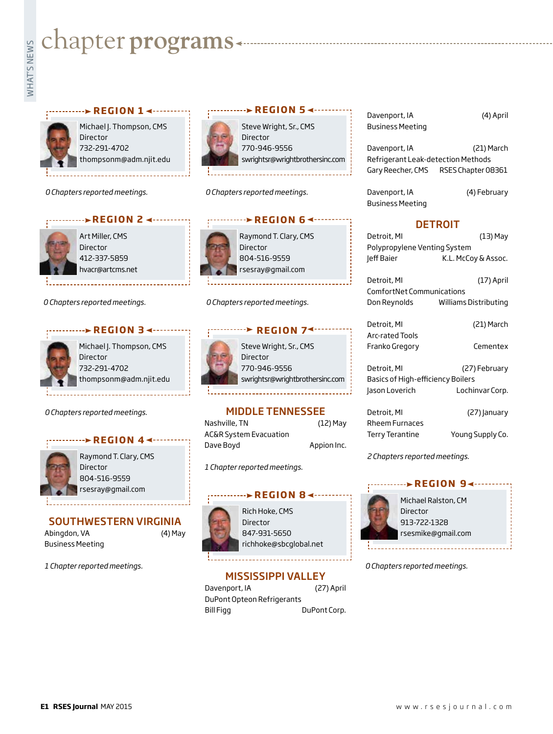# chapter programs

## REGION 1

Michael J. Thompson, CMS
Director
732-291-4702
thompsonm@adm.njit.edu

*0 Chapters reported meetings.*

## REGION 2

Art Miller, CMS
Director
412-337-5859
hvacr@artcms.net

*0 Chapters reported meetings.*

## REGION 3

Michael J. Thompson, CMS
Director
732-291-4702
thompsonm@adm.njit.edu

*0 Chapters reported meetings.*

## REGION 4

Raymond T. Clary, CMS
Director
804-516-9559
rsesray@gmail.com

### SOUTHWESTERN VIRGINIA

Abingdon, VA (4) May
Business Meeting

*1 Chapter reported meetings.*

## REGION 5

Steve Wright, Sr., CMS
Director
770-946-9556
swrightsr@wrightbrothersinc.com

*0 Chapters reported meetings.*

## REGION 6

Raymond T. Clary, CMS
Director
804-516-9559
rsesray@gmail.com

*0 Chapters reported meetings.*

## REGION 7

Steve Wright, Sr., CMS
Director
770-946-9556
swrightsr@wrightbrothersinc.com

### MIDDLE TENNESSEE

Nashville, TN (12) May
AC&R System Evacuation
Dave Boyd Appion Inc.

*1 Chapter reported meetings.*

## REGION 8

Rich Hoke, CMS
Director
847-931-5650
richhoke@sbcglobal.net

### MISSISSIPPI VALLEY

Davenport, IA (27) April
DuPont Opteon Refrigerants
Bill Figg DuPont Corp.

Davenport, IA (4) April
Business Meeting

Davenport, IA (21) March
Refrigerant Leak-detection Methods
Gary Reecher, CMS RSES Chapter 08361

Davenport, IA (4) February
Business Meeting

### DETROIT

Detroit, MI (13) May
Polypropylene Venting System
Jeff Baier K.L. McCoy & Assoc.

Detroit, MI (17) April
ComfortNet Communications
Don Reynolds Williams Distributing

Detroit, MI (21) March
Arc-rated Tools
Franko Gregory Cementex

Detroit, MI (27) February
Basics of High-efficiency Boilers
Jason Loverich Lochinvar Corp.

Detroit, MI (27) January
Rheem Furnaces
Terry Terantine Young Supply Co.

*2 Chapters reported meetings.*

## REGION 9

Michael Ralston, CM
Director
913-722-1328
rsesmike@gmail.com

*0 Chapters reported meetings.*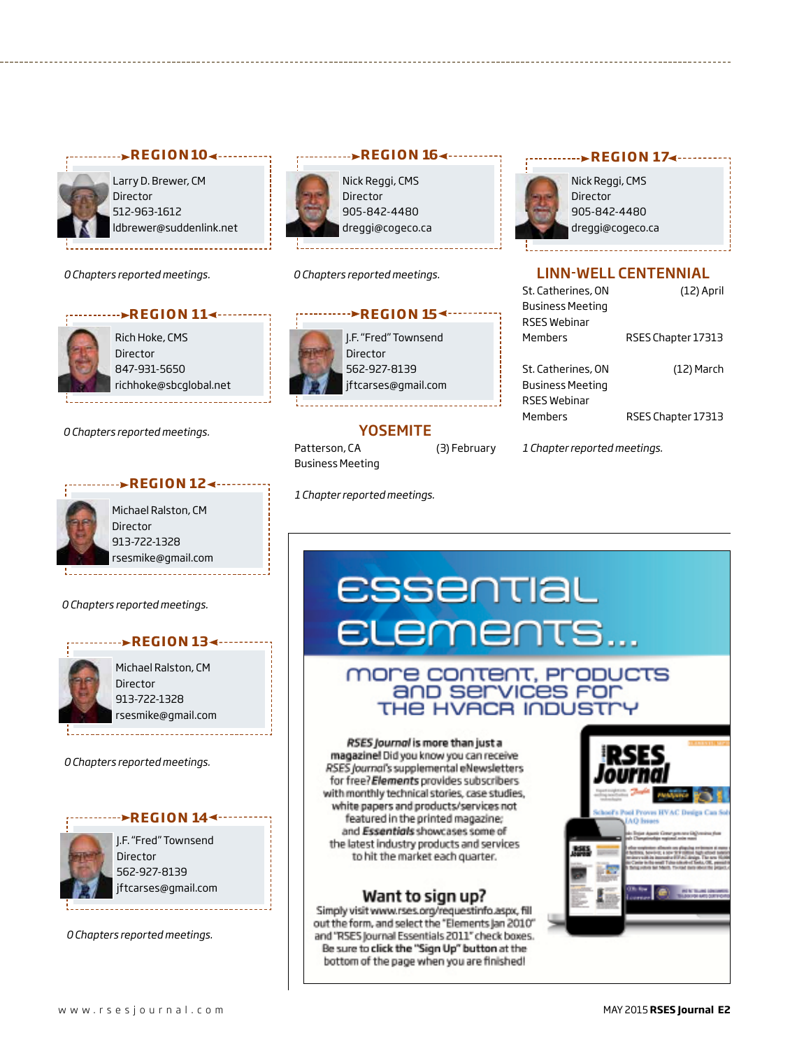## REGION 10

Larry D. Brewer, CM
Director
512-963-1612
ldbrewer@suddenlink.net

*0 Chapters reported meetings.*

## REGION 11

Rich Hoke, CMS
Director
847-931-5650
richhoke@sbcglobal.net

*0 Chapters reported meetings.*

## REGION 12

Michael Ralston, CM
Director
913-722-1328
rsesmike@gmail.com

*0 Chapters reported meetings.*

## REGION 13

Michael Ralston, CM
Director
913-722-1328
rsesmike@gmail.com

*0 Chapters reported meetings.*

## REGION 14

J.F. "Fred" Townsend
Director
562-927-8139
jftcarses@gmail.com

*0 Chapters reported meetings.*

## REGION 16

Nick Reggi, CMS
Director
905-842-4480
dreggi@cogeco.ca

*0 Chapters reported meetings.*

## REGION 15

J.F. "Fred" Townsend
Director
562-927-8139
jftcarses@gmail.com

### YOSEMITE

Patterson, CA (3) February
Business Meeting

*1 Chapter reported meetings.*

## REGION 17

Nick Reggi, CMS
Director
905-842-4480
dreggi@cogeco.ca

### LINN-WELL CENTENNIAL

St. Catherines, ON (12) April
Business Meeting
RSES Webinar
Members RSES Chapter 17313

St. Catherines, ON (12) March
Business Meeting
RSES Webinar
Members RSES Chapter 17313

*1 Chapter reported meetings.*

# essential elements...

## more content, products and services for the HVACR industry

***RSES Journal* is more than just a magazine!** Did you know you can receive *RSES Journal*'s supplemental eNewsletters for free? ***Elements*** provides subscribers with monthly technical stories, case studies, white papers and products/services not featured in the printed magazine; and ***Essentials*** showcases some of the latest industry products and services to hit the market each quarter.

**Want to sign up?**

Simply visit www.rses.org/requestinfo.aspx, fill out the form, and select the "Elements Jan 2010" and "RSES Journal Essentials 2011" check boxes. Be sure to **click the "Sign Up" button** at the bottom of the page when you are finished!